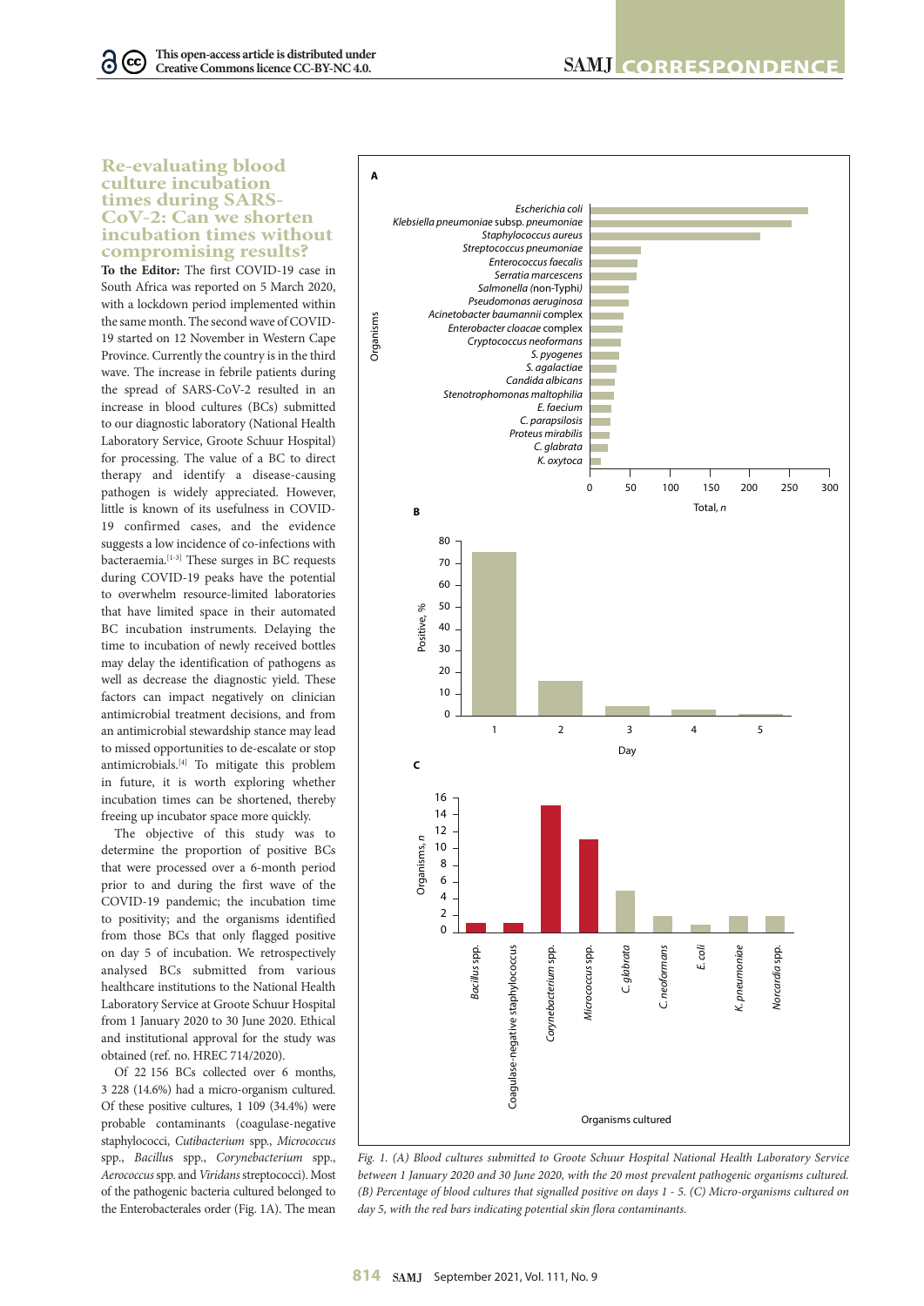# Re-evaluating blood culture incubation times during SARS-CoV-2: Can we shorten incubation times without compromising results?

**To the Editor:** The first COVID-19 case in South Africa was reported on 5 March 2020, with a lockdown period implemented within the same month. The second wave of COVID-19 started on 12 November in Western Cape Province. Currently the country is in the third wave. The increase in febrile patients during the spread of SARS-CoV-2 resulted in an increase in blood cultures (BCs) submitted to our diagnostic laboratory (National Health Laboratory Service, Groote Schuur Hospital) for processing. The value of a BC to direct therapy and identify a disease-causing pathogen is widely appreciated. However, little is known of its usefulness in COVID-19 confirmed cases, and the evidence suggests a low incidence of co-infections with bacteraemia.[1-3] These surges in BC requests during COVID-19 peaks have the potential to overwhelm resource-limited laboratories that have limited space in their automated BC incubation instruments. Delaying the time to incubation of newly received bottles may delay the identification of pathogens as well as decrease the diagnostic yield. These factors can impact negatively on clinician antimicrobial treatment decisions, and from an antimicrobial stewardship stance may lead to missed opportunities to de-escalate or stop antimicrobials.[4] To mitigate this problem in future, it is worth exploring whether incubation times can be shortened, thereby freeing up incubator space more quickly.

The objective of this study was to determine the proportion of positive BCs that were processed over a 6-month period prior to and during the first wave of the COVID-19 pandemic; the incubation time to positivity; and the organisms identified from those BCs that only flagged positive on day 5 of incubation. We retrospectively analysed BCs submitted from various healthcare institutions to the National Health Laboratory Service at Groote Schuur Hospital from 1 January 2020 to 30 June 2020. Ethical and institutional approval for the study was obtained (ref. no. HREC 714/2020).

Of 22 156 BCs collected over 6 months, 3 228 (14.6%) had a micro-organism cultured. Of these positive cultures, 1 109 (34.4%) were probable contaminants (coagulase-negative staphylococci, *Cutibacterium* spp., *Micrococcus* spp., *Bacillus* spp., *Corynebacterium* spp., *Aerococcus* spp. and *Viridans* streptococci). Most of the pathogenic bacteria cultured belonged to the Enterobacterales order (Fig. 1A). The mean

*Fig. 1. (A) Blood cultures submitted to Groote Schuur Hospital National Health Laboratory Service between 1 January 2020 and 30 June 2020, with the 20 most prevalent pathogenic organisms cultured. (B) Percentage of blood cultures that signalled positive on days 1 - 5. (C) Micro-organisms cultured on day 5, with the red bars indicating potential skin flora contaminants.*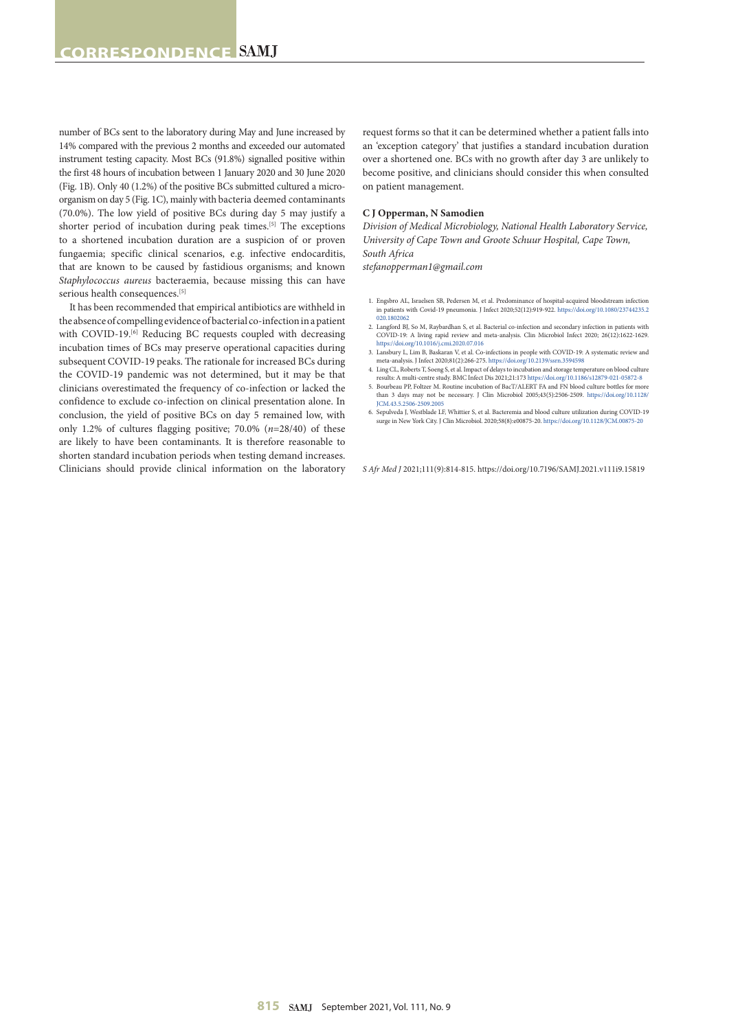number of BCs sent to the laboratory during May and June increased by 14% compared with the previous 2 months and exceeded our automated instrument testing capacity. Most BCs (91.8%) signalled positive within the first 48 hours of incubation between 1 January 2020 and 30 June 2020 (Fig. 1B). Only 40 (1.2%) of the positive BCs submitted cultured a micro-organism on day 5 (Fig. 1C), mainly with bacteria deemed contaminants (70.0%). The low yield of positive BCs during day 5 may justify a shorter period of incubation during peak times.[5] The exceptions to a shortened incubation duration are a suspicion of or proven fungaemia; specific clinical scenarios, e.g. infective endocarditis, that are known to be caused by fastidious organisms; and known *Staphylococcus aureus* bacteraemia, because missing this can have serious health consequences.[5]

It has been recommended that empirical antibiotics are withheld in the absence of compelling evidence of bacterial co-infection in a patient with COVID-19.[6] Reducing BC requests coupled with decreasing incubation times of BCs may preserve operational capacities during subsequent COVID-19 peaks. The rationale for increased BCs during the COVID-19 pandemic was not determined, but it may be that clinicians overestimated the frequency of co-infection or lacked the confidence to exclude co-infection on clinical presentation alone. In conclusion, the yield of positive BCs on day 5 remained low, with only 1.2% of cultures flagging positive; 70.0% ($n$=28/40) of these are likely to have been contaminants. It is therefore reasonable to shorten standard incubation periods when testing demand increases. Clinicians should provide clinical information on the laboratory request forms so that it can be determined whether a patient falls into an 'exception category' that justifies a standard incubation duration over a shortened one. BCs with no growth after day 3 are unlikely to become positive, and clinicians should consider this when consulted on patient management.

**C J Opperman, N Samodien**

*Division of Medical Microbiology, National Health Laboratory Service, University of Cape Town and Groote Schuur Hospital, Cape Town, South Africa*
*stefanopperman1@gmail.com*

1. Engsbro AL, Israelsen SB, Pedersen M, et al. Predominance of hospital-acquired bloodstream infection in patients with Covid-19 pneumonia. J Infect 2020;52(12):919-922. https://doi.org/10.1080/23744235.2020.1802062
2. Langford BJ, So M, Raybardhan S, et al. Bacterial co-infection and secondary infection in patients with COVID-19: A living rapid review and meta-analysis. Clin Microbiol Infect 2020; 26(12):1622-1629. https://doi.org/10.1016/j.cmi.2020.07.016
3. Lansbury L, Lim B, Baskaran V, et al. Co-infections in people with COVID-19: A systematic review and meta-analysis. J Infect 2020;81(2):266-275. https://doi.org/10.2139/ssrn.3594598
4. Ling CL, Roberts T, Soeng S, et al. Impact of delays to incubation and storage temperature on blood culture results: A multi-centre study. BMC Infect Dis 2021;21:173 https://doi.org/10.1186/s12879-021-05872-8
5. Bourbeau PP, Foltzer M. Routine incubation of BacT/ALERT FA and FN blood culture bottles for more than 3 days may not be necessary. J Clin Microbiol 2005;43(5):2506-2509. https://doi.org/10.1128/JCM.43.5.2506-2509.2005
6. Sepulveda J, Westblade LF, Whittier S, et al. Bacteremia and blood culture utilization during COVID-19 surge in New York City. J Clin Microbiol. 2020;58(8):e00875-20. https://doi.org/10.1128/JCM.00875-20

*S Afr Med J* 2021;111(9):814-815. https://doi.org/10.7196/SAMJ.2021.v111i9.15819